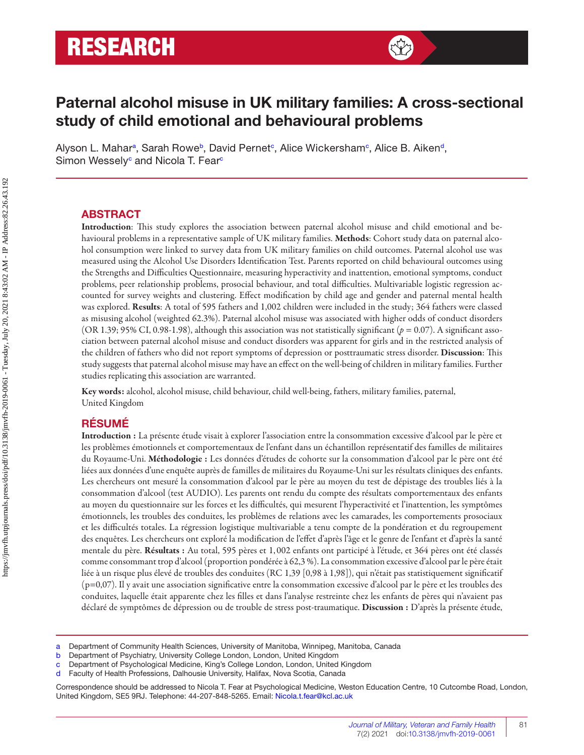RESEARCH

# Paternal alcohol misuse in UK military families: A cross-sectional study of child emotional and behavioural problems

Alyson L. Mahar[a], Sarah Rowe[b], David Pernet[c], Alice Wickersham[c], Alice B. Aiken[d], Simon Wessely[c] and Nicola T. Fear[c]

## ABSTRACT

**Introduction**: This study explores the association between paternal alcohol misuse and child emotional and behavioural problems in a representative sample of UK military families. **Methods**: Cohort study data on paternal alcohol consumption were linked to survey data from UK military families on child outcomes. Paternal alcohol use was measured using the Alcohol Use Disorders Identification Test. Parents reported on child behavioural outcomes using the Strengths and Difficulties Questionnaire, measuring hyperactivity and inattention, emotional symptoms, conduct problems, peer relationship problems, prosocial behaviour, and total difficulties. Multivariable logistic regression accounted for survey weights and clustering. Effect modification by child age and gender and paternal mental health was explored. **Results**: A total of 595 fathers and 1,002 children were included in the study; 364 fathers were classed as misusing alcohol (weighted 62.3%). Paternal alcohol misuse was associated with higher odds of conduct disorders (OR 1.39; 95% CI, 0.98-1.98), although this association was not statistically significant ($p = 0.07$). A significant association between paternal alcohol misuse and conduct disorders was apparent for girls and in the restricted analysis of the children of fathers who did not report symptoms of depression or posttraumatic stress disorder. **Discussion**: This study suggests that paternal alcohol misuse may have an effect on the well-being of children in military families. Further studies replicating this association are warranted.

**Key words:** alcohol, alcohol misuse, child behaviour, child well-being, fathers, military families, paternal, United Kingdom

## RÉSUMÉ

**Introduction :** La présente étude visait à explorer l'association entre la consommation excessive d'alcool par le père et les problèmes émotionnels et comportementaux de l'enfant dans un échantillon représentatif des familles de militaires du Royaume-Uni. **Méthodologie :** Les données d'études de cohorte sur la consommation d'alcool par le père ont été liées aux données d'une enquête auprès de familles de militaires du Royaume-Uni sur les résultats cliniques des enfants. Les chercheurs ont mesuré la consommation d'alcool par le père au moyen du test de dépistage des troubles liés à la consommation d'alcool (test AUDIO). Les parents ont rendu du compte des résultats comportementaux des enfants au moyen du questionnaire sur les forces et les difficultés, qui mesurent l'hyperactivité et l'inattention, les symptômes émotionnels, les troubles des conduites, les problèmes de relations avec les camarades, les comportements prosociaux et les difficultés totales. La régression logistique multivariable a tenu compte de la pondération et du regroupement des enquêtes. Les chercheurs ont exploré la modification de l'effet d'après l'âge et le genre de l'enfant et d'après la santé mentale du père. **Résultats :** Au total, 595 pères et 1,002 enfants ont participé à l'étude, et 364 pères ont été classés comme consommant trop d'alcool (proportion pondérée à 62,3 %). La consommation excessive d'alcool par le père était liée à un risque plus élevé de troubles des conduites (RC 1,39 [0,98 à 1,98]), qui n'était pas statistiquement significatif (p=0,07). Il y avait une association significative entre la consommation excessive d'alcool par le père et les troubles des conduites, laquelle était apparente chez les filles et dans l'analyse restreinte chez les enfants de pères qui n'avaient pas déclaré de symptômes de dépression ou de trouble de stress post-traumatique. **Discussion :** D'après la présente étude,

---

a Department of Community Health Sciences, University of Manitoba, Winnipeg, Manitoba, Canada
b Department of Psychiatry, University College London, London, United Kingdom
c Department of Psychological Medicine, King's College London, London, United Kingdom
d Faculty of Health Professions, Dalhousie University, Halifax, Nova Scotia, Canada

Correspondence should be addressed to Nicola T. Fear at Psychological Medicine, Weston Education Centre, 10 Cutcombe Road, London, United Kingdom, SE5 9RJ. Telephone: 44-207-848-5265. Email: Nicola.t.fear@kcl.ac.uk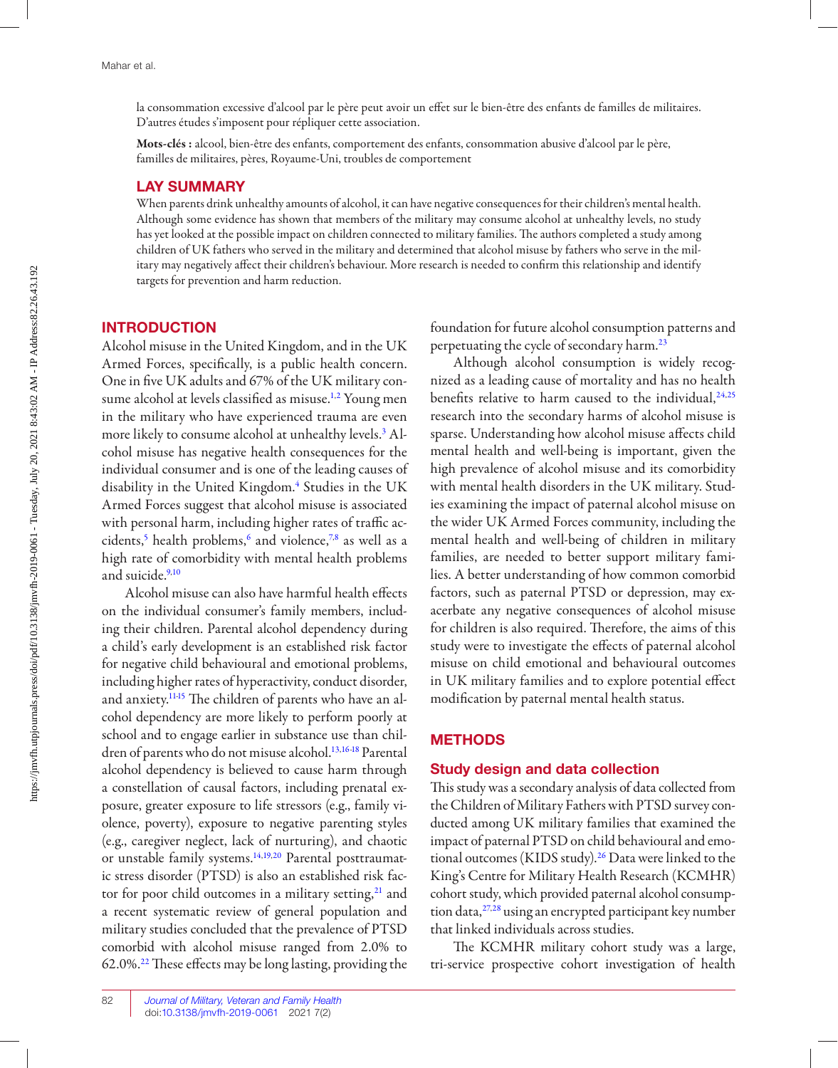la consommation excessive d'alcool par le père peut avoir un effet sur le bien-être des enfants de familles de militaires. D'autres études s'imposent pour répliquer cette association.

**Mots-clés :** alcool, bien-être des enfants, comportement des enfants, consommation abusive d'alcool par le père, familles de militaires, pères, Royaume-Uni, troubles de comportement

## LAY SUMMARY

When parents drink unhealthy amounts of alcohol, it can have negative consequences for their children's mental health. Although some evidence has shown that members of the military may consume alcohol at unhealthy levels, no study has yet looked at the possible impact on children connected to military families. The authors completed a study among children of UK fathers who served in the military and determined that alcohol misuse by fathers who serve in the military may negatively affect their children's behaviour. More research is needed to confirm this relationship and identify targets for prevention and harm reduction.

## INTRODUCTION

Alcohol misuse in the United Kingdom, and in the UK Armed Forces, specifically, is a public health concern. One in five UK adults and 67% of the UK military consume alcohol at levels classified as misuse.[1,2] Young men in the military who have experienced trauma are even more likely to consume alcohol at unhealthy levels.[3] Alcohol misuse has negative health consequences for the individual consumer and is one of the leading causes of disability in the United Kingdom.[4] Studies in the UK Armed Forces suggest that alcohol misuse is associated with personal harm, including higher rates of traffic accidents,[5] health problems,[6] and violence,[7,8] as well as a high rate of comorbidity with mental health problems and suicide.[9,10]

Alcohol misuse can also have harmful health effects on the individual consumer's family members, including their children. Parental alcohol dependency during a child's early development is an established risk factor for negative child behavioural and emotional problems, including higher rates of hyperactivity, conduct disorder, and anxiety.[11-15] The children of parents who have an alcohol dependency are more likely to perform poorly at school and to engage earlier in substance use than children of parents who do not misuse alcohol.[13,16-18] Parental alcohol dependency is believed to cause harm through a constellation of causal factors, including prenatal exposure, greater exposure to life stressors (e.g., family violence, poverty), exposure to negative parenting styles (e.g., caregiver neglect, lack of nurturing), and chaotic or unstable family systems.[14,19,20] Parental posttraumatic stress disorder (PTSD) is also an established risk factor for poor child outcomes in a military setting,[21] and a recent systematic review of general population and military studies concluded that the prevalence of PTSD comorbid with alcohol misuse ranged from 2.0% to 62.0%.[22] These effects may be long lasting, providing the foundation for future alcohol consumption patterns and perpetuating the cycle of secondary harm.[23]

Although alcohol consumption is widely recognized as a leading cause of mortality and has no health benefits relative to harm caused to the individual,[24,25] research into the secondary harms of alcohol misuse is sparse. Understanding how alcohol misuse affects child mental health and well-being is important, given the high prevalence of alcohol misuse and its comorbidity with mental health disorders in the UK military. Studies examining the impact of paternal alcohol misuse on the wider UK Armed Forces community, including the mental health and well-being of children in military families, are needed to better support military families. A better understanding of how common comorbid factors, such as paternal PTSD or depression, may exacerbate any negative consequences of alcohol misuse for children is also required. Therefore, the aims of this study were to investigate the effects of paternal alcohol misuse on child emotional and behavioural outcomes in UK military families and to explore potential effect modification by paternal mental health status.

## METHODS

### Study design and data collection

This study was a secondary analysis of data collected from the Children of Military Fathers with PTSD survey conducted among UK military families that examined the impact of paternal PTSD on child behavioural and emotional outcomes (KIDS study).[26] Data were linked to the King's Centre for Military Health Research (KCMHR) cohort study, which provided paternal alcohol consumption data,[27,28] using an encrypted participant key number that linked individuals across studies.

The KCMHR military cohort study was a large, tri-service prospective cohort investigation of health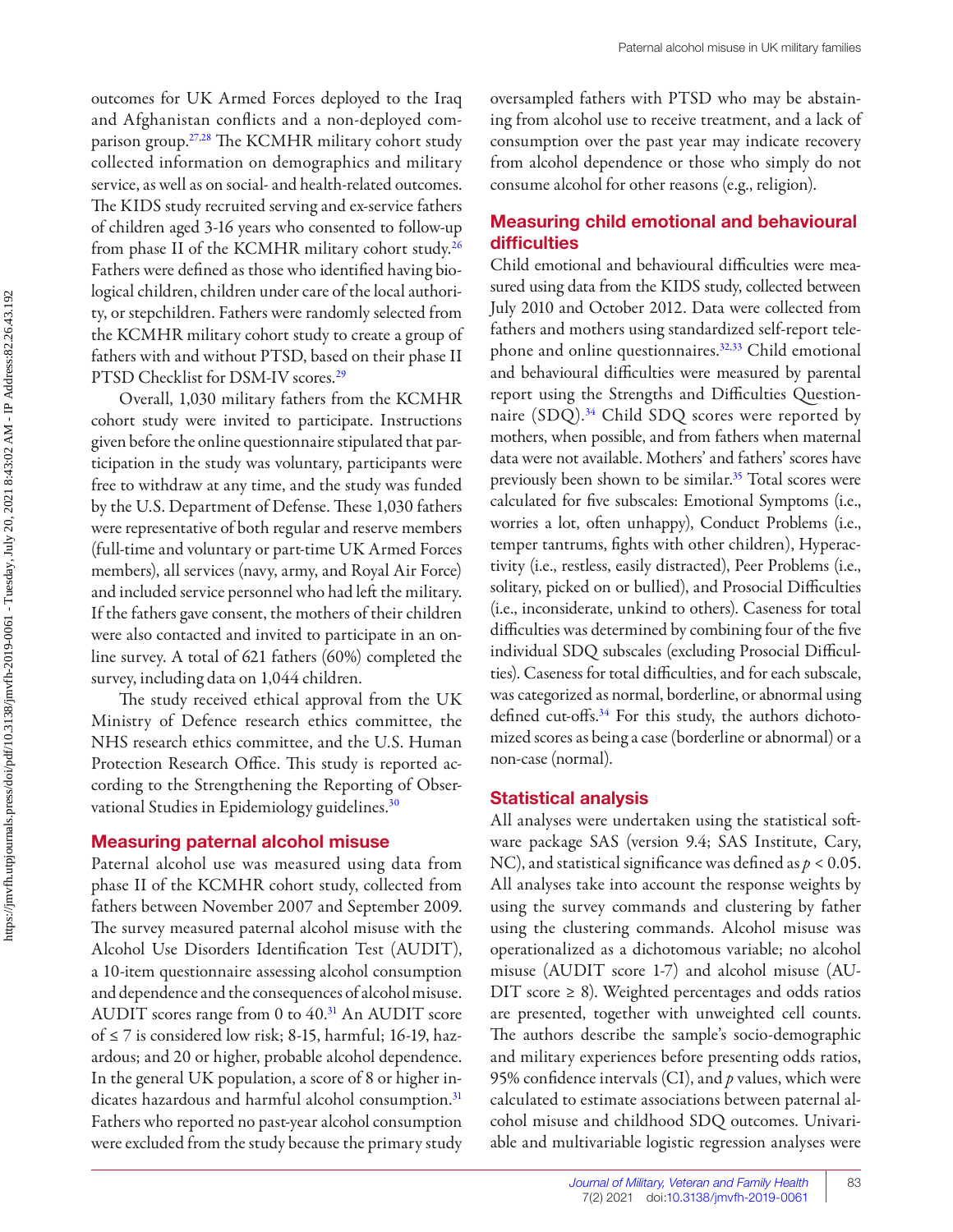outcomes for UK Armed Forces deployed to the Iraq and Afghanistan conflicts and a non-deployed comparison group.[27,28] The KCMHR military cohort study collected information on demographics and military service, as well as on social- and health-related outcomes. The KIDS study recruited serving and ex-service fathers of children aged 3-16 years who consented to follow-up from phase II of the KCMHR military cohort study.[26] Fathers were defined as those who identified having biological children, children under care of the local authority, or stepchildren. Fathers were randomly selected from the KCMHR military cohort study to create a group of fathers with and without PTSD, based on their phase II PTSD Checklist for DSM-IV scores.[29]

Overall, 1,030 military fathers from the KCMHR cohort study were invited to participate. Instructions given before the online questionnaire stipulated that participation in the study was voluntary, participants were free to withdraw at any time, and the study was funded by the U.S. Department of Defense. These 1,030 fathers were representative of both regular and reserve members (full-time and voluntary or part-time UK Armed Forces members), all services (navy, army, and Royal Air Force) and included service personnel who had left the military. If the fathers gave consent, the mothers of their children were also contacted and invited to participate in an online survey. A total of 621 fathers (60%) completed the survey, including data on 1,044 children.

The study received ethical approval from the UK Ministry of Defence research ethics committee, the NHS research ethics committee, and the U.S. Human Protection Research Office. This study is reported according to the Strengthening the Reporting of Observational Studies in Epidemiology guidelines.[30]

## Measuring paternal alcohol misuse

Paternal alcohol use was measured using data from phase II of the KCMHR cohort study, collected from fathers between November 2007 and September 2009. The survey measured paternal alcohol misuse with the Alcohol Use Disorders Identification Test (AUDIT), a 10-item questionnaire assessing alcohol consumption and dependence and the consequences of alcohol misuse. AUDIT scores range from 0 to 40.[31] An AUDIT score of ≤ 7 is considered low risk; 8-15, harmful; 16-19, hazardous; and 20 or higher, probable alcohol dependence. In the general UK population, a score of 8 or higher indicates hazardous and harmful alcohol consumption.[31] Fathers who reported no past-year alcohol consumption were excluded from the study because the primary study oversampled fathers with PTSD who may be abstaining from alcohol use to receive treatment, and a lack of consumption over the past year may indicate recovery from alcohol dependence or those who simply do not consume alcohol for other reasons (e.g., religion).

## Measuring child emotional and behavioural difficulties

Child emotional and behavioural difficulties were measured using data from the KIDS study, collected between July 2010 and October 2012. Data were collected from fathers and mothers using standardized self-report telephone and online questionnaires.[32,33] Child emotional and behavioural difficulties were measured by parental report using the Strengths and Difficulties Questionnaire (SDQ).[34] Child SDQ scores were reported by mothers, when possible, and from fathers when maternal data were not available. Mothers' and fathers' scores have previously been shown to be similar.[35] Total scores were calculated for five subscales: Emotional Symptoms (i.e., worries a lot, often unhappy), Conduct Problems (i.e., temper tantrums, fights with other children), Hyperactivity (i.e., restless, easily distracted), Peer Problems (i.e., solitary, picked on or bullied), and Prosocial Difficulties (i.e., inconsiderate, unkind to others). Caseness for total difficulties was determined by combining four of the five individual SDQ subscales (excluding Prosocial Difficulties). Caseness for total difficulties, and for each subscale, was categorized as normal, borderline, or abnormal using defined cut-offs.[34] For this study, the authors dichotomized scores as being a case (borderline or abnormal) or a non-case (normal).

## Statistical analysis

All analyses were undertaken using the statistical software package SAS (version 9.4; SAS Institute, Cary, NC), and statistical significance was defined as $p < 0.05$. All analyses take into account the response weights by using the survey commands and clustering by father using the clustering commands. Alcohol misuse was operationalized as a dichotomous variable; no alcohol misuse (AUDIT score 1-7) and alcohol misuse (AUDIT score ≥ 8). Weighted percentages and odds ratios are presented, together with unweighted cell counts. The authors describe the sample's socio-demographic and military experiences before presenting odds ratios, 95% confidence intervals (CI), and $p$ values, which were calculated to estimate associations between paternal alcohol misuse and childhood SDQ outcomes. Univariable and multivariable logistic regression analyses were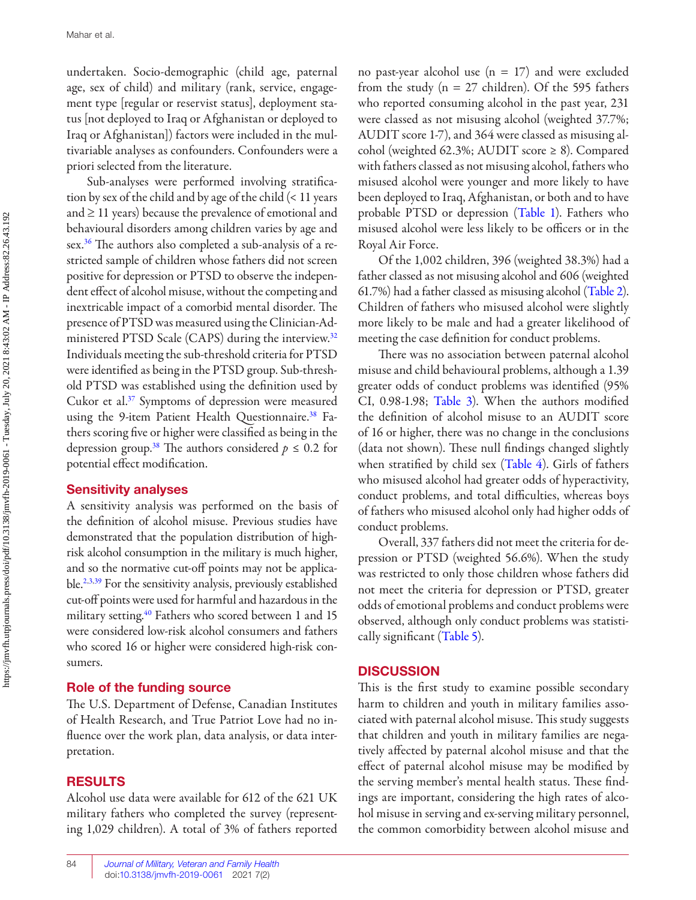undertaken. Socio-demographic (child age, paternal age, sex of child) and military (rank, service, engagement type [regular or reservist status], deployment status [not deployed to Iraq or Afghanistan or deployed to Iraq or Afghanistan]) factors were included in the multivariable analyses as confounders. Confounders were a priori selected from the literature.

Sub-analyses were performed involving stratification by sex of the child and by age of the child (< 11 years and ≥ 11 years) because the prevalence of emotional and behavioural disorders among children varies by age and sex.[36] The authors also completed a sub-analysis of a restricted sample of children whose fathers did not screen positive for depression or PTSD to observe the independent effect of alcohol misuse, without the competing and inextricable impact of a comorbid mental disorder. The presence of PTSD was measured using the Clinician-Administered PTSD Scale (CAPS) during the interview.[32] Individuals meeting the sub-threshold criteria for PTSD were identified as being in the PTSD group. Sub-threshold PTSD was established using the definition used by Cukor et al.[37] Symptoms of depression were measured using the 9-item Patient Health Questionnaire.[38] Fathers scoring five or higher were classified as being in the depression group.[38] The authors considered $p \leq 0.2$ for potential effect modification.

## Sensitivity analyses

A sensitivity analysis was performed on the basis of the definition of alcohol misuse. Previous studies have demonstrated that the population distribution of high-risk alcohol consumption in the military is much higher, and so the normative cut-off points may not be applicable.[2,3,39] For the sensitivity analysis, previously established cut-off points were used for harmful and hazardous in the military setting.[40] Fathers who scored between 1 and 15 were considered low-risk alcohol consumers and fathers who scored 16 or higher were considered high-risk consumers.

## Role of the funding source

The U.S. Department of Defense, Canadian Institutes of Health Research, and True Patriot Love had no influence over the work plan, data analysis, or data interpretation.

## RESULTS

Alcohol use data were available for 612 of the 621 UK military fathers who completed the survey (representing 1,029 children). A total of 3% of fathers reported no past-year alcohol use (n = 17) and were excluded from the study (n = 27 children). Of the 595 fathers who reported consuming alcohol in the past year, 231 were classed as not misusing alcohol (weighted 37.7%; AUDIT score 1-7), and 364 were classed as misusing alcohol (weighted 62.3%; AUDIT score ≥ 8). Compared with fathers classed as not misusing alcohol, fathers who misused alcohol were younger and more likely to have been deployed to Iraq, Afghanistan, or both and to have probable PTSD or depression (Table 1). Fathers who misused alcohol were less likely to be officers or in the Royal Air Force.

Of the 1,002 children, 396 (weighted 38.3%) had a father classed as not misusing alcohol and 606 (weighted 61.7%) had a father classed as misusing alcohol (Table 2). Children of fathers who misused alcohol were slightly more likely to be male and had a greater likelihood of meeting the case definition for conduct problems.

There was no association between paternal alcohol misuse and child behavioural problems, although a 1.39 greater odds of conduct problems was identified (95% CI, 0.98-1.98; Table 3). When the authors modified the definition of alcohol misuse to an AUDIT score of 16 or higher, there was no change in the conclusions (data not shown). These null findings changed slightly when stratified by child sex (Table 4). Girls of fathers who misused alcohol had greater odds of hyperactivity, conduct problems, and total difficulties, whereas boys of fathers who misused alcohol only had higher odds of conduct problems.

Overall, 337 fathers did not meet the criteria for depression or PTSD (weighted 56.6%). When the study was restricted to only those children whose fathers did not meet the criteria for depression or PTSD, greater odds of emotional problems and conduct problems were observed, although only conduct problems was statistically significant (Table 5).

## DISCUSSION

This is the first study to examine possible secondary harm to children and youth in military families associated with paternal alcohol misuse. This study suggests that children and youth in military families are negatively affected by paternal alcohol misuse and that the effect of paternal alcohol misuse may be modified by the serving member's mental health status. These findings are important, considering the high rates of alcohol misuse in serving and ex-serving military personnel, the common comorbidity between alcohol misuse and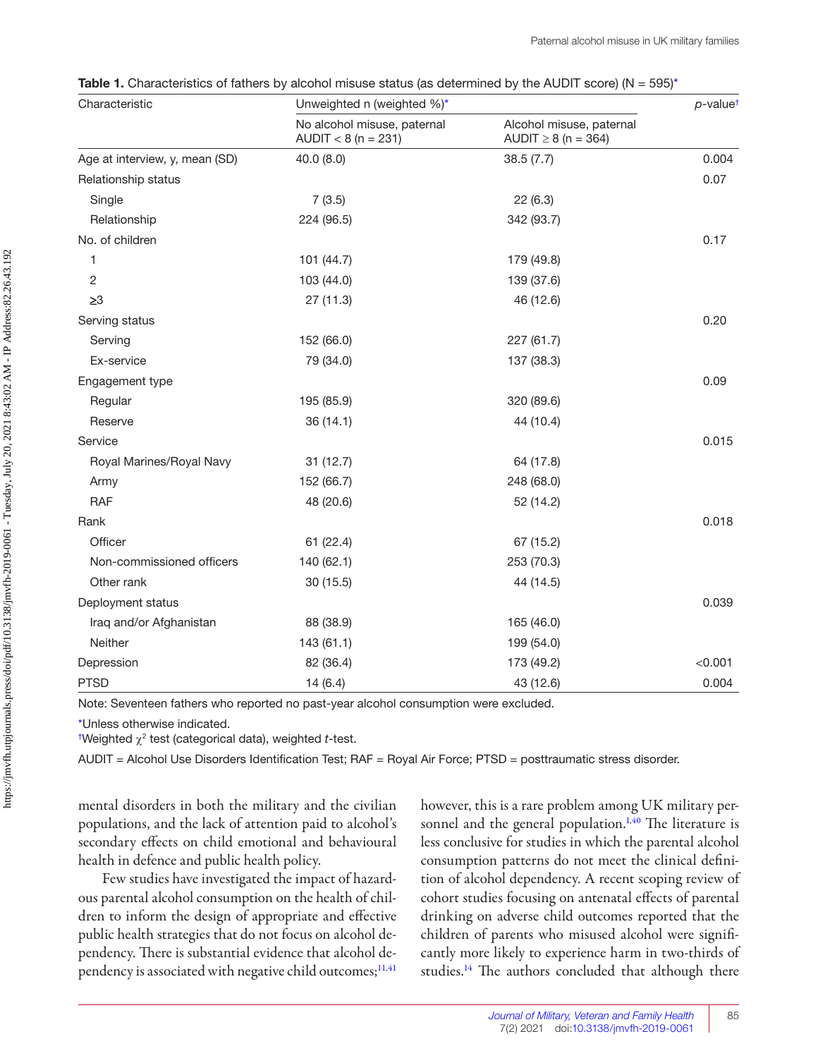**Table 1.** Characteristics of fathers by alcohol misuse status (as determined by the AUDIT score) (N = 595)*

| Characteristic | Unweighted n (weighted %)* | | $p$-value† |
|---|---|---|---|
| | No alcohol misuse, paternal AUDIT < 8 (n = 231) | Alcohol misuse, paternal AUDIT ≥ 8 (n = 364) | |
| Age at interview, y, mean (SD) | 40.0 (8.0) | 38.5 (7.7) | 0.004 |
| Relationship status | | | 0.07 |
| Single | 7 (3.5) | 22 (6.3) | |
| Relationship | 224 (96.5) | 342 (93.7) | |
| No. of children | | | 0.17 |
| 1 | 101 (44.7) | 179 (49.8) | |
| 2 | 103 (44.0) | 139 (37.6) | |
| ≥3 | 27 (11.3) | 46 (12.6) | |
| Serving status | | | 0.20 |
| Serving | 152 (66.0) | 227 (61.7) | |
| Ex-service | 79 (34.0) | 137 (38.3) | |
| Engagement type | | | 0.09 |
| Regular | 195 (85.9) | 320 (89.6) | |
| Reserve | 36 (14.1) | 44 (10.4) | |
| Service | | | 0.015 |
| Royal Marines/Royal Navy | 31 (12.7) | 64 (17.8) | |
| Army | 152 (66.7) | 248 (68.0) | |
| RAF | 48 (20.6) | 52 (14.2) | |
| Rank | | | 0.018 |
| Officer | 61 (22.4) | 67 (15.2) | |
| Non-commissioned officers | 140 (62.1) | 253 (70.3) | |
| Other rank | 30 (15.5) | 44 (14.5) | |
| Deployment status | | | 0.039 |
| Iraq and/or Afghanistan | 88 (38.9) | 165 (46.0) | |
| Neither | 143 (61.1) | 199 (54.0) | |
| Depression | 82 (36.4) | 173 (49.2) | <0.001 |
| PTSD | 14 (6.4) | 43 (12.6) | 0.004 |

Note: Seventeen fathers who reported no past-year alcohol consumption were excluded.

*Unless otherwise indicated.

†Weighted $\chi^2$ test (categorical data), weighted $t$-test.

AUDIT = Alcohol Use Disorders Identification Test; RAF = Royal Air Force; PTSD = posttraumatic stress disorder.

mental disorders in both the military and the civilian populations, and the lack of attention paid to alcohol's secondary effects on child emotional and behavioural health in defence and public health policy.

Few studies have investigated the impact of hazardous parental alcohol consumption on the health of children to inform the design of appropriate and effective public health strategies that do not focus on alcohol dependency. There is substantial evidence that alcohol dependency is associated with negative child outcomes;[11,41] however, this is a rare problem among UK military personnel and the general population.[1,40] The literature is less conclusive for studies in which the parental alcohol consumption patterns do not meet the clinical definition of alcohol dependency. A recent scoping review of cohort studies focusing on antenatal effects of parental drinking on adverse child outcomes reported that the children of parents who misused alcohol were significantly more likely to experience harm in two-thirds of studies.[14] The authors concluded that although there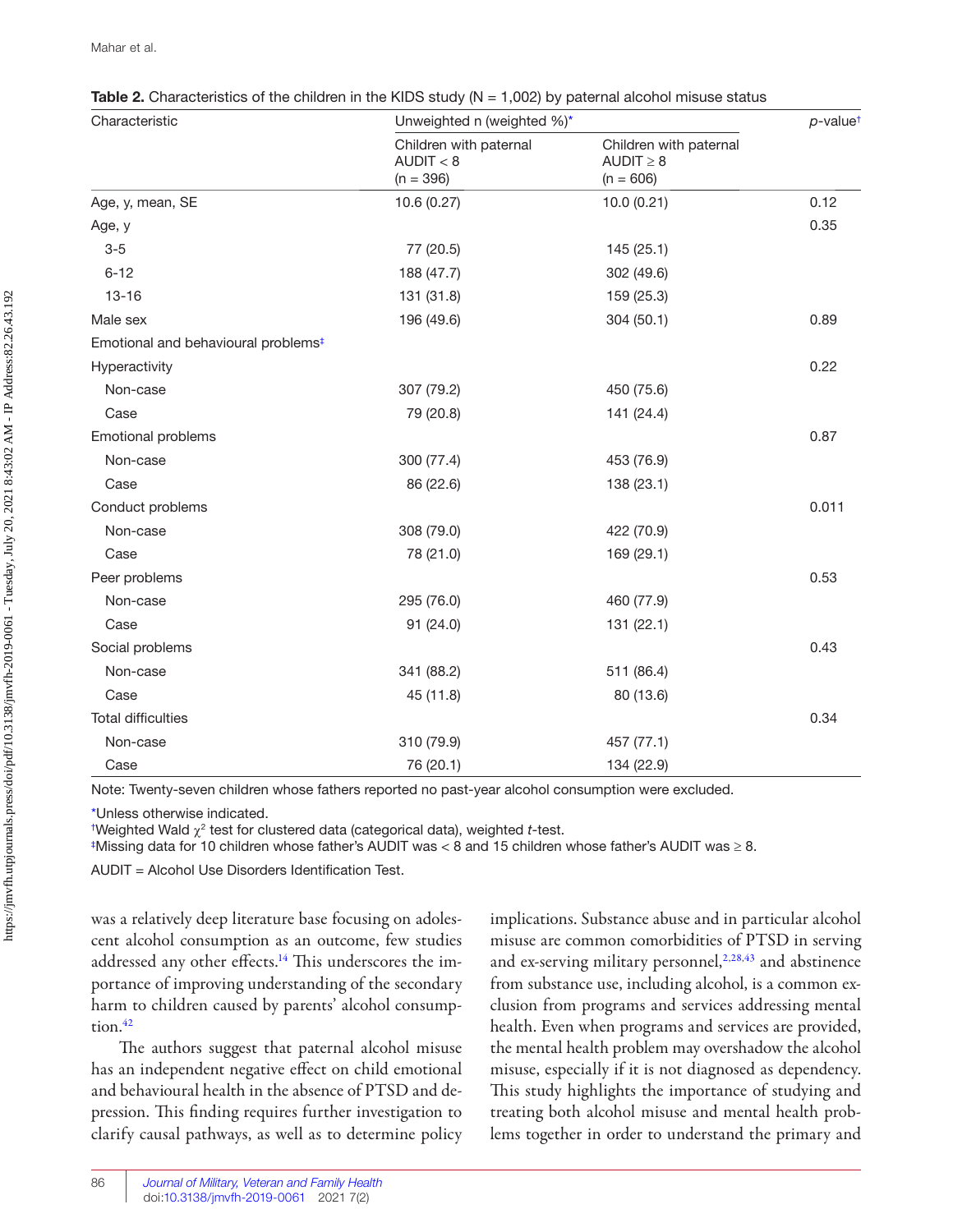**Table 2.** Characteristics of the children in the KIDS study (N = 1,002) by paternal alcohol misuse status

| Characteristic | Unweighted n (weighted %)* | | *p*-value† |
|---|---|---|---|
| | Children with paternal AUDIT < 8 (n = 396) | Children with paternal AUDIT ≥ 8 (n = 606) | |
| Age, y, mean, SE | 10.6 (0.27) | 10.0 (0.21) | 0.12 |
| Age, y | | | 0.35 |
| 3-5 | 77 (20.5) | 145 (25.1) | |
| 6-12 | 188 (47.7) | 302 (49.6) | |
| 13-16 | 131 (31.8) | 159 (25.3) | |
| Male sex | 196 (49.6) | 304 (50.1) | 0.89 |
| Emotional and behavioural problems‡ | | | |
| Hyperactivity | | | 0.22 |
| Non-case | 307 (79.2) | 450 (75.6) | |
| Case | 79 (20.8) | 141 (24.4) | |
| Emotional problems | | | 0.87 |
| Non-case | 300 (77.4) | 453 (76.9) | |
| Case | 86 (22.6) | 138 (23.1) | |
| Conduct problems | | | 0.011 |
| Non-case | 308 (79.0) | 422 (70.9) | |
| Case | 78 (21.0) | 169 (29.1) | |
| Peer problems | | | 0.53 |
| Non-case | 295 (76.0) | 460 (77.9) | |
| Case | 91 (24.0) | 131 (22.1) | |
| Social problems | | | 0.43 |
| Non-case | 341 (88.2) | 511 (86.4) | |
| Case | 45 (11.8) | 80 (13.6) | |
| Total difficulties | | | 0.34 |
| Non-case | 310 (79.9) | 457 (77.1) | |
| Case | 76 (20.1) | 134 (22.9) | |

Note: Twenty-seven children whose fathers reported no past-year alcohol consumption were excluded.

*Unless otherwise indicated.

†Weighted Wald $\chi^2$ test for clustered data (categorical data), weighted *t*-test.

‡Missing data for 10 children whose father's AUDIT was < 8 and 15 children whose father's AUDIT was ≥ 8.

AUDIT = Alcohol Use Disorders Identification Test.

was a relatively deep literature base focusing on adolescent alcohol consumption as an outcome, few studies addressed any other effects.[14] This underscores the importance of improving understanding of the secondary harm to children caused by parents' alcohol consumption.[42]

The authors suggest that paternal alcohol misuse has an independent negative effect on child emotional and behavioural health in the absence of PTSD and depression. This finding requires further investigation to clarify causal pathways, as well as to determine policy implications. Substance abuse and in particular alcohol misuse are common comorbidities of PTSD in serving and ex-serving military personnel,[2,28,43] and abstinence from substance use, including alcohol, is a common exclusion from programs and services addressing mental health. Even when programs and services are provided, the mental health problem may overshadow the alcohol misuse, especially if it is not diagnosed as dependency. This study highlights the importance of studying and treating both alcohol misuse and mental health problems together in order to understand the primary and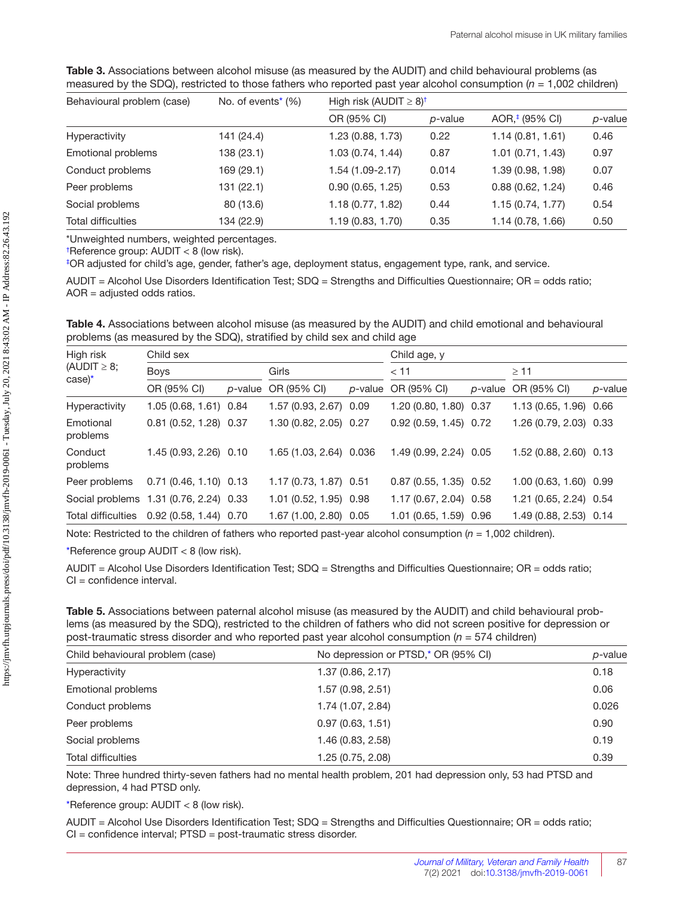**Table 3.** Associations between alcohol misuse (as measured by the AUDIT) and child behavioural problems (as measured by the SDQ), restricted to those fathers who reported past year alcohol consumption (*n* = 1,002 children)

| Behavioural problem (case) | No. of events* (%) | High risk (AUDIT ≥ 8)† | | | |
|---|---|---|---|---|---|
| | | OR (95% CI) | *p*-value | AOR,‡ (95% CI) | *p*-value |
| Hyperactivity | 141 (24.4) | 1.23 (0.88, 1.73) | 0.22 | 1.14 (0.81, 1.61) | 0.46 |
| Emotional problems | 138 (23.1) | 1.03 (0.74, 1.44) | 0.87 | 1.01 (0.71, 1.43) | 0.97 |
| Conduct problems | 169 (29.1) | 1.54 (1.09-2.17) | 0.014 | 1.39 (0.98, 1.98) | 0.07 |
| Peer problems | 131 (22.1) | 0.90 (0.65, 1.25) | 0.53 | 0.88 (0.62, 1.24) | 0.46 |
| Social problems | 80 (13.6) | 1.18 (0.77, 1.82) | 0.44 | 1.15 (0.74, 1.77) | 0.54 |
| Total difficulties | 134 (22.9) | 1.19 (0.83, 1.70) | 0.35 | 1.14 (0.78, 1.66) | 0.50 |

*Unweighted numbers, weighted percentages.

†Reference group: AUDIT < 8 (low risk).

‡OR adjusted for child's age, gender, father's age, deployment status, engagement type, rank, and service.

AUDIT = Alcohol Use Disorders Identification Test; SDQ = Strengths and Difficulties Questionnaire; OR = odds ratio; AOR = adjusted odds ratios.

**Table 4.** Associations between alcohol misuse (as measured by the AUDIT) and child emotional and behavioural problems (as measured by the SDQ), stratified by child sex and child age

| High risk (AUDIT ≥ 8; case)* | Child sex | | | | Child age, y | | | |
|---|---|---|---|---|---|---|---|---|
| | Boys | | Girls | | < 11 | | ≥ 11 | |
| | OR (95% CI) | *p*-value | OR (95% CI) | *p*-value | OR (95% CI) | *p*-value | OR (95% CI) | *p*-value |
| Hyperactivity | 1.05 (0.68, 1.61) | 0.84 | 1.57 (0.93, 2.67) | 0.09 | 1.20 (0.80, 1.80) | 0.37 | 1.13 (0.65, 1.96) | 0.66 |
| Emotional problems | 0.81 (0.52, 1.28) | 0.37 | 1.30 (0.82, 2.05) | 0.27 | 0.92 (0.59, 1.45) | 0.72 | 1.26 (0.79, 2.03) | 0.33 |
| Conduct problems | 1.45 (0.93, 2.26) | 0.10 | 1.65 (1.03, 2.64) | 0.036 | 1.49 (0.99, 2.24) | 0.05 | 1.52 (0.88, 2.60) | 0.13 |
| Peer problems | 0.71 (0.46, 1.10) | 0.13 | 1.17 (0.73, 1.87) | 0.51 | 0.87 (0.55, 1.35) | 0.52 | 1.00 (0.63, 1.60) | 0.99 |
| Social problems | 1.31 (0.76, 2.24) | 0.33 | 1.01 (0.52, 1.95) | 0.98 | 1.17 (0.67, 2.04) | 0.58 | 1.21 (0.65, 2.24) | 0.54 |
| Total difficulties | 0.92 (0.58, 1.44) | 0.70 | 1.67 (1.00, 2.80) | 0.05 | 1.01 (0.65, 1.59) | 0.96 | 1.49 (0.88, 2.53) | 0.14 |

Note: Restricted to the children of fathers who reported past-year alcohol consumption (*n* = 1,002 children).

*Reference group AUDIT < 8 (low risk).

AUDIT = Alcohol Use Disorders Identification Test; SDQ = Strengths and Difficulties Questionnaire; OR = odds ratio; CI = confidence interval.

**Table 5.** Associations between paternal alcohol misuse (as measured by the AUDIT) and child behavioural problems (as measured by the SDQ), restricted to the children of fathers who did not screen positive for depression or post-traumatic stress disorder and who reported past year alcohol consumption (*n* = 574 children)

| Child behavioural problem (case) | No depression or PTSD,* OR (95% CI) | *p*-value |
|---|---|---|
| Hyperactivity | 1.37 (0.86, 2.17) | 0.18 |
| Emotional problems | 1.57 (0.98, 2.51) | 0.06 |
| Conduct problems | 1.74 (1.07, 2.84) | 0.026 |
| Peer problems | 0.97 (0.63, 1.51) | 0.90 |
| Social problems | 1.46 (0.83, 2.58) | 0.19 |
| Total difficulties | 1.25 (0.75, 2.08) | 0.39 |

Note: Three hundred thirty-seven fathers had no mental health problem, 201 had depression only, 53 had PTSD and depression, 4 had PTSD only.

*Reference group: AUDIT < 8 (low risk).

AUDIT = Alcohol Use Disorders Identification Test; SDQ = Strengths and Difficulties Questionnaire; OR = odds ratio; CI = confidence interval; PTSD = post-traumatic stress disorder.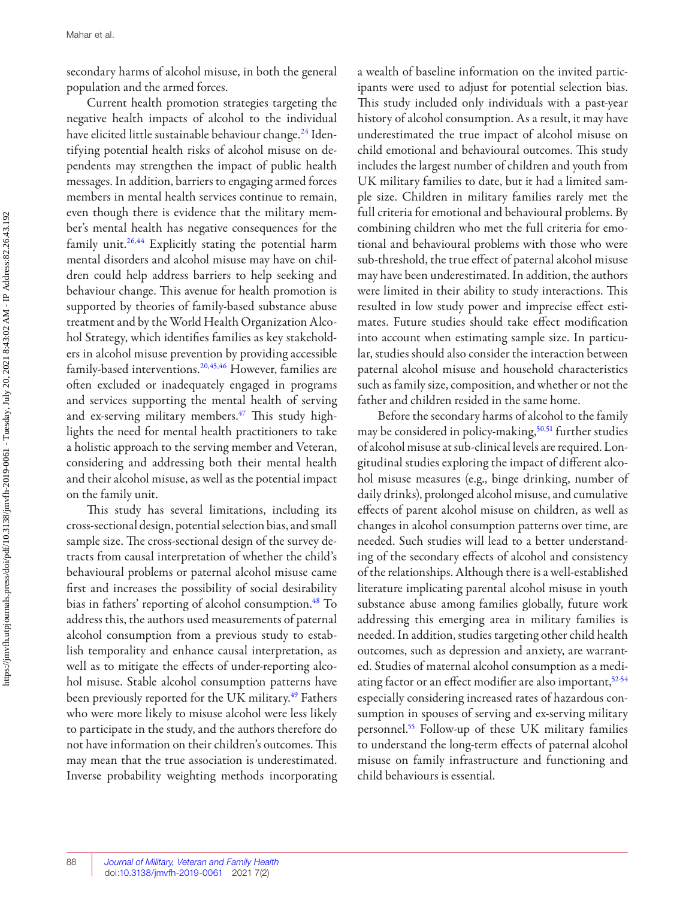secondary harms of alcohol misuse, in both the general population and the armed forces.

Current health promotion strategies targeting the negative health impacts of alcohol to the individual have elicited little sustainable behaviour change.[24] Identifying potential health risks of alcohol misuse on dependents may strengthen the impact of public health messages. In addition, barriers to engaging armed forces members in mental health services continue to remain, even though there is evidence that the military member's mental health has negative consequences for the family unit.[26,44] Explicitly stating the potential harm mental disorders and alcohol misuse may have on children could help address barriers to help seeking and behaviour change. This avenue for health promotion is supported by theories of family-based substance abuse treatment and by the World Health Organization Alcohol Strategy, which identifies families as key stakeholders in alcohol misuse prevention by providing accessible family-based interventions.[20,45,46] However, families are often excluded or inadequately engaged in programs and services supporting the mental health of serving and ex-serving military members.[47] This study highlights the need for mental health practitioners to take a holistic approach to the serving member and Veteran, considering and addressing both their mental health and their alcohol misuse, as well as the potential impact on the family unit.

This study has several limitations, including its cross-sectional design, potential selection bias, and small sample size. The cross-sectional design of the survey detracts from causal interpretation of whether the child's behavioural problems or paternal alcohol misuse came first and increases the possibility of social desirability bias in fathers' reporting of alcohol consumption.[48] To address this, the authors used measurements of paternal alcohol consumption from a previous study to establish temporality and enhance causal interpretation, as well as to mitigate the effects of under-reporting alcohol misuse. Stable alcohol consumption patterns have been previously reported for the UK military.[49] Fathers who were more likely to misuse alcohol were less likely to participate in the study, and the authors therefore do not have information on their children's outcomes. This may mean that the true association is underestimated. Inverse probability weighting methods incorporating a wealth of baseline information on the invited participants were used to adjust for potential selection bias. This study included only individuals with a past-year history of alcohol consumption. As a result, it may have underestimated the true impact of alcohol misuse on child emotional and behavioural outcomes. This study includes the largest number of children and youth from UK military families to date, but it had a limited sample size. Children in military families rarely met the full criteria for emotional and behavioural problems. By combining children who met the full criteria for emotional and behavioural problems with those who were sub-threshold, the true effect of paternal alcohol misuse may have been underestimated. In addition, the authors were limited in their ability to study interactions. This resulted in low study power and imprecise effect estimates. Future studies should take effect modification into account when estimating sample size. In particular, studies should also consider the interaction between paternal alcohol misuse and household characteristics such as family size, composition, and whether or not the father and children resided in the same home.

Before the secondary harms of alcohol to the family may be considered in policy-making,[50,51] further studies of alcohol misuse at sub-clinical levels are required. Longitudinal studies exploring the impact of different alcohol misuse measures (e.g., binge drinking, number of daily drinks), prolonged alcohol misuse, and cumulative effects of parent alcohol misuse on children, as well as changes in alcohol consumption patterns over time, are needed. Such studies will lead to a better understanding of the secondary effects of alcohol and consistency of the relationships. Although there is a well-established literature implicating parental alcohol misuse in youth substance abuse among families globally, future work addressing this emerging area in military families is needed. In addition, studies targeting other child health outcomes, such as depression and anxiety, are warranted. Studies of maternal alcohol consumption as a mediating factor or an effect modifier are also important,[52-54] especially considering increased rates of hazardous consumption in spouses of serving and ex-serving military personnel.[55] Follow-up of these UK military families to understand the long-term effects of paternal alcohol misuse on family infrastructure and functioning and child behaviours is essential.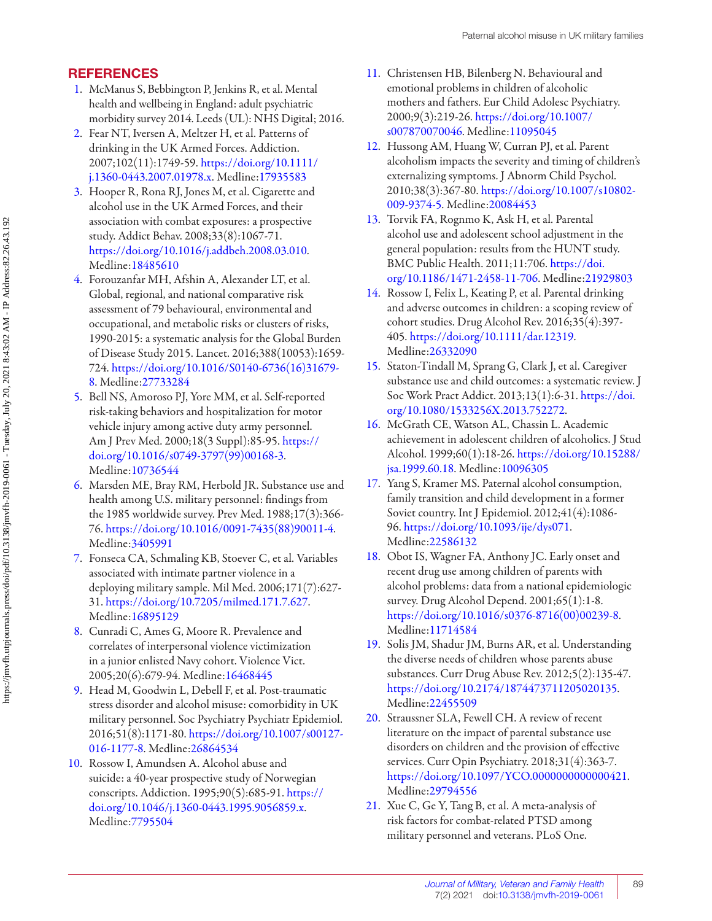## REFERENCES

1. McManus S, Bebbington P, Jenkins R, et al. Mental health and wellbeing in England: adult psychiatric morbidity survey 2014. Leeds (UL): NHS Digital; 2016.
2. Fear NT, Iversen A, Meltzer H, et al. Patterns of drinking in the UK Armed Forces. Addiction. 2007;102(11):1749-59. https://doi.org/10.1111/j.1360-0443.2007.01978.x. Medline:17935583
3. Hooper R, Rona RJ, Jones M, et al. Cigarette and alcohol use in the UK Armed Forces, and their association with combat exposures: a prospective study. Addict Behav. 2008;33(8):1067-71. https://doi.org/10.1016/j.addbeh.2008.03.010. Medline:18485610
4. Forouzanfar MH, Afshin A, Alexander LT, et al. Global, regional, and national comparative risk assessment of 79 behavioural, environmental and occupational, and metabolic risks or clusters of risks, 1990-2015: a systematic analysis for the Global Burden of Disease Study 2015. Lancet. 2016;388(10053):1659-724. https://doi.org/10.1016/S0140-6736(16)31679-8. Medline:27733284
5. Bell NS, Amoroso PJ, Yore MM, et al. Self-reported risk-taking behaviors and hospitalization for motor vehicle injury among active duty army personnel. Am J Prev Med. 2000;18(3 Suppl):85-95. https://doi.org/10.1016/s0749-3797(99)00168-3. Medline:10736544
6. Marsden ME, Bray RM, Herbold JR. Substance use and health among U.S. military personnel: findings from the 1985 worldwide survey. Prev Med. 1988;17(3):366-76. https://doi.org/10.1016/0091-7435(88)90011-4. Medline:3405991
7. Fonseca CA, Schmaling KB, Stoever C, et al. Variables associated with intimate partner violence in a deploying military sample. Mil Med. 2006;171(7):627-31. https://doi.org/10.7205/milmed.171.7.627. Medline:16895129
8. Cunradi C, Ames G, Moore R. Prevalence and correlates of interpersonal violence victimization in a junior enlisted Navy cohort. Violence Vict. 2005;20(6):679-94. Medline:16468445
9. Head M, Goodwin L, Debell F, et al. Post-traumatic stress disorder and alcohol misuse: comorbidity in UK military personnel. Soc Psychiatry Psychiatr Epidemiol. 2016;51(8):1171-80. https://doi.org/10.1007/s00127-016-1177-8. Medline:26864534
10. Rossow I, Amundsen A. Alcohol abuse and suicide: a 40-year prospective study of Norwegian conscripts. Addiction. 1995;90(5):685-91. https://doi.org/10.1046/j.1360-0443.1995.9056859.x. Medline:7795504
11. Christensen HB, Bilenberg N. Behavioural and emotional problems in children of alcoholic mothers and fathers. Eur Child Adolesc Psychiatry. 2000;9(3):219-26. https://doi.org/10.1007/s007870070046. Medline:11095045
12. Hussong AM, Huang W, Curran PJ, et al. Parent alcoholism impacts the severity and timing of children's externalizing symptoms. J Abnorm Child Psychol. 2010;38(3):367-80. https://doi.org/10.1007/s10802-009-9374-5. Medline:20084453
13. Torvik FA, Rognmo K, Ask H, et al. Parental alcohol use and adolescent school adjustment in the general population: results from the HUNT study. BMC Public Health. 2011;11:706. https://doi.org/10.1186/1471-2458-11-706. Medline:21929803
14. Rossow I, Felix L, Keating P, et al. Parental drinking and adverse outcomes in children: a scoping review of cohort studies. Drug Alcohol Rev. 2016;35(4):397-405. https://doi.org/10.1111/dar.12319. Medline:26332090
15. Staton-Tindall M, Sprang G, Clark J, et al. Caregiver substance use and child outcomes: a systematic review. J Soc Work Pract Addict. 2013;13(1):6-31. https://doi.org/10.1080/1533256X.2013.752272.
16. McGrath CE, Watson AL, Chassin L. Academic achievement in adolescent children of alcoholics. J Stud Alcohol. 1999;60(1):18-26. https://doi.org/10.15288/jsa.1999.60.18. Medline:10096305
17. Yang S, Kramer MS. Paternal alcohol consumption, family transition and child development in a former Soviet country. Int J Epidemiol. 2012;41(4):1086-96. https://doi.org/10.1093/ije/dys071. Medline:22586132
18. Obot IS, Wagner FA, Anthony JC. Early onset and recent drug use among children of parents with alcohol problems: data from a national epidemiologic survey. Drug Alcohol Depend. 2001;65(1):1-8. https://doi.org/10.1016/s0376-8716(00)00239-8. Medline:11714584
19. Solis JM, Shadur JM, Burns AR, et al. Understanding the diverse needs of children whose parents abuse substances. Curr Drug Abuse Rev. 2012;5(2):135-47. https://doi.org/10.2174/1874473711205020135. Medline:22455509
20. Straussner SLA, Fewell CH. A review of recent literature on the impact of parental substance use disorders on children and the provision of effective services. Curr Opin Psychiatry. 2018;31(4):363-7. https://doi.org/10.1097/YCO.0000000000000421. Medline:29794556
21. Xue C, Ge Y, Tang B, et al. A meta-analysis of risk factors for combat-related PTSD among military personnel and veterans. PLoS One.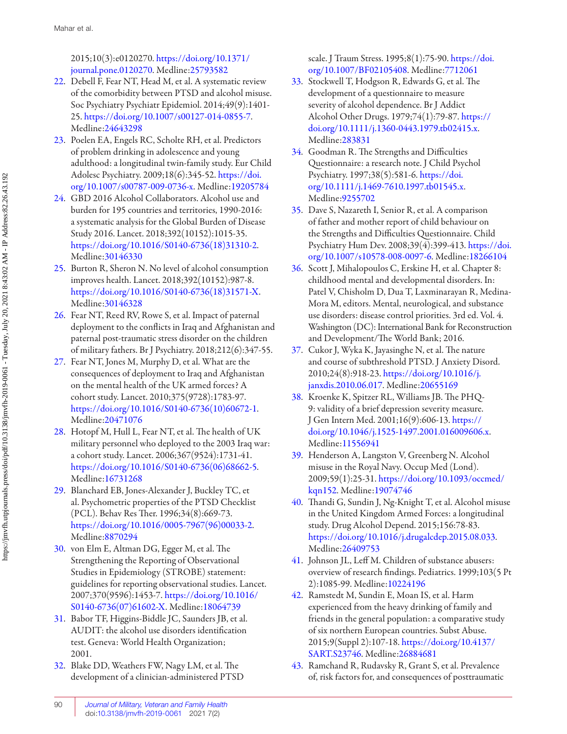2015;10(3):e0120270. https://doi.org/10.1371/journal.pone.0120270. Medline:25793582

22. Debell F, Fear NT, Head M, et al. A systematic review of the comorbidity between PTSD and alcohol misuse. Soc Psychiatry Psychiatr Epidemiol. 2014;49(9):1401-25. https://doi.org/10.1007/s00127-014-0855-7. Medline:24643298
23. Poelen EA, Engels RC, Scholte RH, et al. Predictors of problem drinking in adolescence and young adulthood: a longitudinal twin-family study. Eur Child Adolesc Psychiatry. 2009;18(6):345-52. https://doi.org/10.1007/s00787-009-0736-x. Medline:19205784
24. GBD 2016 Alcohol Collaborators. Alcohol use and burden for 195 countries and territories, 1990-2016: a systematic analysis for the Global Burden of Disease Study 2016. Lancet. 2018;392(10152):1015-35. https://doi.org/10.1016/S0140-6736(18)31310-2. Medline:30146330
25. Burton R, Sheron N. No level of alcohol consumption improves health. Lancet. 2018;392(10152):987-8. https://doi.org/10.1016/S0140-6736(18)31571-X. Medline:30146328
26. Fear NT, Reed RV, Rowe S, et al. Impact of paternal deployment to the conflicts in Iraq and Afghanistan and paternal post-traumatic stress disorder on the children of military fathers. Br J Psychiatry. 2018;212(6):347-55.
27. Fear NT, Jones M, Murphy D, et al. What are the consequences of deployment to Iraq and Afghanistan on the mental health of the UK armed forces? A cohort study. Lancet. 2010;375(9728):1783-97. https://doi.org/10.1016/S0140-6736(10)60672-1. Medline:20471076
28. Hotopf M, Hull L, Fear NT, et al. The health of UK military personnel who deployed to the 2003 Iraq war: a cohort study. Lancet. 2006;367(9524):1731-41. https://doi.org/10.1016/S0140-6736(06)68662-5. Medline:16731268
29. Blanchard EB, Jones-Alexander J, Buckley TC, et al. Psychometric properties of the PTSD Checklist (PCL). Behav Res Ther. 1996;34(8):669-73. https://doi.org/10.1016/0005-7967(96)00033-2. Medline:8870294
30. von Elm E, Altman DG, Egger M, et al. The Strengthening the Reporting of Observational Studies in Epidemiology (STROBE) statement: guidelines for reporting observational studies. Lancet. 2007;370(9596):1453-7. https://doi.org/10.1016/S0140-6736(07)61602-X. Medline:18064739
31. Babor TF, Higgins-Biddle JC, Saunders JB, et al. AUDIT: the alcohol use disorders identification test. Geneva: World Health Organization; 2001.
32. Blake DD, Weathers FW, Nagy LM, et al. The development of a clinician-administered PTSD scale. J Traum Stress. 1995;8(1):75-90. https://doi.org/10.1007/BF02105408. Medline:7712061
33. Stockwell T, Hodgson R, Edwards G, et al. The development of a questionnaire to measure severity of alcohol dependence. Br J Addict Alcohol Other Drugs. 1979;74(1):79-87. https://doi.org/10.1111/j.1360-0443.1979.tb02415.x. Medline:283831
34. Goodman R. The Strengths and Difficulties Questionnaire: a research note. J Child Psychol Psychiatry. 1997;38(5):581-6. https://doi.org/10.1111/j.1469-7610.1997.tb01545.x. Medline:9255702
35. Dave S, Nazareth I, Senior R, et al. A comparison of father and mother report of child behaviour on the Strengths and Difficulties Questionnaire. Child Psychiatry Hum Dev. 2008;39(4):399-413. https://doi.org/10.1007/s10578-008-0097-6. Medline:18266104
36. Scott J, Mihalopoulos C, Erskine H, et al. Chapter 8: childhood mental and developmental disorders. In: Patel V, Chisholm D, Dua T, Laxminarayan R, Medina-Mora M, editors. Mental, neurological, and substance use disorders: disease control priorities. 3rd ed. Vol. 4. Washington (DC): International Bank for Reconstruction and Development/The World Bank; 2016.
37. Cukor J, Wyka K, Jayasinghe N, et al. The nature and course of subthreshold PTSD. J Anxiety Disord. 2010;24(8):918-23. https://doi.org/10.1016/j.janxdis.2010.06.017. Medline:20655169
38. Kroenke K, Spitzer RL, Williams JB. The PHQ-9: validity of a brief depression severity measure. J Gen Intern Med. 2001;16(9):606-13. https://doi.org/10.1046/j.1525-1497.2001.016009606.x. Medline:11556941
39. Henderson A, Langston V, Greenberg N. Alcohol misuse in the Royal Navy. Occup Med (Lond). 2009;59(1):25-31. https://doi.org/10.1093/occmed/kqn152. Medline:19074746
40. Thandi G, Sundin J, Ng-Knight T, et al. Alcohol misuse in the United Kingdom Armed Forces: a longitudinal study. Drug Alcohol Depend. 2015;156:78-83. https://doi.org/10.1016/j.drugalcdep.2015.08.033. Medline:26409753
41. Johnson JL, Leff M. Children of substance abusers: overview of research findings. Pediatrics. 1999;103(5 Pt 2):1085-99. Medline:10224196
42. Ramstedt M, Sundin E, Moan IS, et al. Harm experienced from the heavy drinking of family and friends in the general population: a comparative study of six northern European countries. Subst Abuse. 2015;9(Suppl 2):107-18. https://doi.org/10.4137/SART.S23746. Medline:26884681
43. Ramchand R, Rudavsky R, Grant S, et al. Prevalence of, risk factors for, and consequences of posttraumatic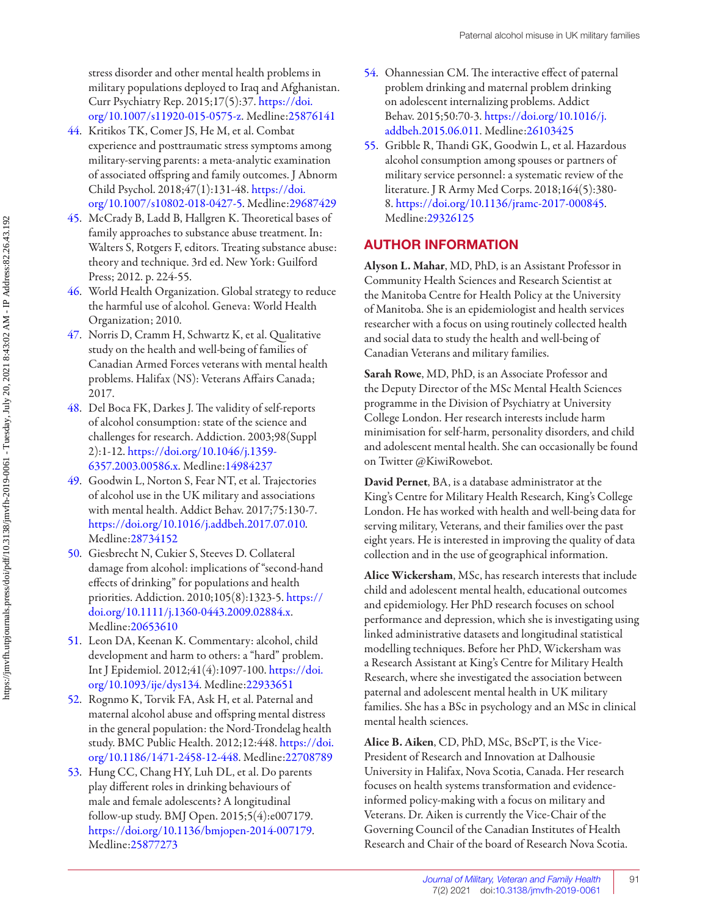stress disorder and other mental health problems in military populations deployed to Iraq and Afghanistan. Curr Psychiatry Rep. 2015;17(5):37. https://doi.org/10.1007/s11920-015-0575-z. Medline:25876141

44. Kritikos TK, Comer JS, He M, et al. Combat experience and posttraumatic stress symptoms among military-serving parents: a meta-analytic examination of associated offspring and family outcomes. J Abnorm Child Psychol. 2018;47(1):131-48. https://doi.org/10.1007/s10802-018-0427-5. Medline:29687429
45. McCrady B, Ladd B, Hallgren K. Theoretical bases of family approaches to substance abuse treatment. In: Walters S, Rotgers F, editors. Treating substance abuse: theory and technique. 3rd ed. New York: Guilford Press; 2012. p. 224-55.
46. World Health Organization. Global strategy to reduce the harmful use of alcohol. Geneva: World Health Organization; 2010.
47. Norris D, Cramm H, Schwartz K, et al. Qualitative study on the health and well-being of families of Canadian Armed Forces veterans with mental health problems. Halifax (NS): Veterans Affairs Canada; 2017.
48. Del Boca FK, Darkes J. The validity of self-reports of alcohol consumption: state of the science and challenges for research. Addiction. 2003;98(Suppl 2):1-12. https://doi.org/10.1046/j.1359-6357.2003.00586.x. Medline:14984237
49. Goodwin L, Norton S, Fear NT, et al. Trajectories of alcohol use in the UK military and associations with mental health. Addict Behav. 2017;75:130-7. https://doi.org/10.1016/j.addbeh.2017.07.010. Medline:28734152
50. Giesbrecht N, Cukier S, Steeves D. Collateral damage from alcohol: implications of "second-hand effects of drinking" for populations and health priorities. Addiction. 2010;105(8):1323-5. https://doi.org/10.1111/j.1360-0443.2009.02884.x. Medline:20653610
51. Leon DA, Keenan K. Commentary: alcohol, child development and harm to others: a "hard" problem. Int J Epidemiol. 2012;41(4):1097-100. https://doi.org/10.1093/ije/dys134. Medline:22933651
52. Rognmo K, Torvik FA, Ask H, et al. Paternal and maternal alcohol abuse and offspring mental distress in the general population: the Nord-Trondelag health study. BMC Public Health. 2012;12:448. https://doi.org/10.1186/1471-2458-12-448. Medline:22708789
53. Hung CC, Chang HY, Luh DL, et al. Do parents play different roles in drinking behaviours of male and female adolescents? A longitudinal follow-up study. BMJ Open. 2015;5(4):e007179. https://doi.org/10.1136/bmjopen-2014-007179. Medline:25877273
54. Ohannessian CM. The interactive effect of paternal problem drinking and maternal problem drinking on adolescent internalizing problems. Addict Behav. 2015;50:70-3. https://doi.org/10.1016/j.addbeh.2015.06.011. Medline:26103425
55. Gribble R, Thandi GK, Goodwin L, et al. Hazardous alcohol consumption among spouses or partners of military service personnel: a systematic review of the literature. J R Army Med Corps. 2018;164(5):380-8. https://doi.org/10.1136/jramc-2017-000845. Medline:29326125

## AUTHOR INFORMATION

**Alyson L. Mahar**, MD, PhD, is an Assistant Professor in Community Health Sciences and Research Scientist at the Manitoba Centre for Health Policy at the University of Manitoba. She is an epidemiologist and health services researcher with a focus on using routinely collected health and social data to study the health and well-being of Canadian Veterans and military families.

**Sarah Rowe**, MD, PhD, is an Associate Professor and the Deputy Director of the MSc Mental Health Sciences programme in the Division of Psychiatry at University College London. Her research interests include harm minimisation for self-harm, personality disorders, and child and adolescent mental health. She can occasionally be found on Twitter @KiwiRowebot.

**David Pernet**, BA, is a database administrator at the King's Centre for Military Health Research, King's College London. He has worked with health and well-being data for serving military, Veterans, and their families over the past eight years. He is interested in improving the quality of data collection and in the use of geographical information.

**Alice Wickersham**, MSc, has research interests that include child and adolescent mental health, educational outcomes and epidemiology. Her PhD research focuses on school performance and depression, which she is investigating using linked administrative datasets and longitudinal statistical modelling techniques. Before her PhD, Wickersham was a Research Assistant at King's Centre for Military Health Research, where she investigated the association between paternal and adolescent mental health in UK military families. She has a BSc in psychology and an MSc in clinical mental health sciences.

**Alice B. Aiken**, CD, PhD, MSc, BScPT, is the Vice-President of Research and Innovation at Dalhousie University in Halifax, Nova Scotia, Canada. Her research focuses on health systems transformation and evidence-informed policy-making with a focus on military and Veterans. Dr. Aiken is currently the Vice-Chair of the Governing Council of the Canadian Institutes of Health Research and Chair of the board of Research Nova Scotia.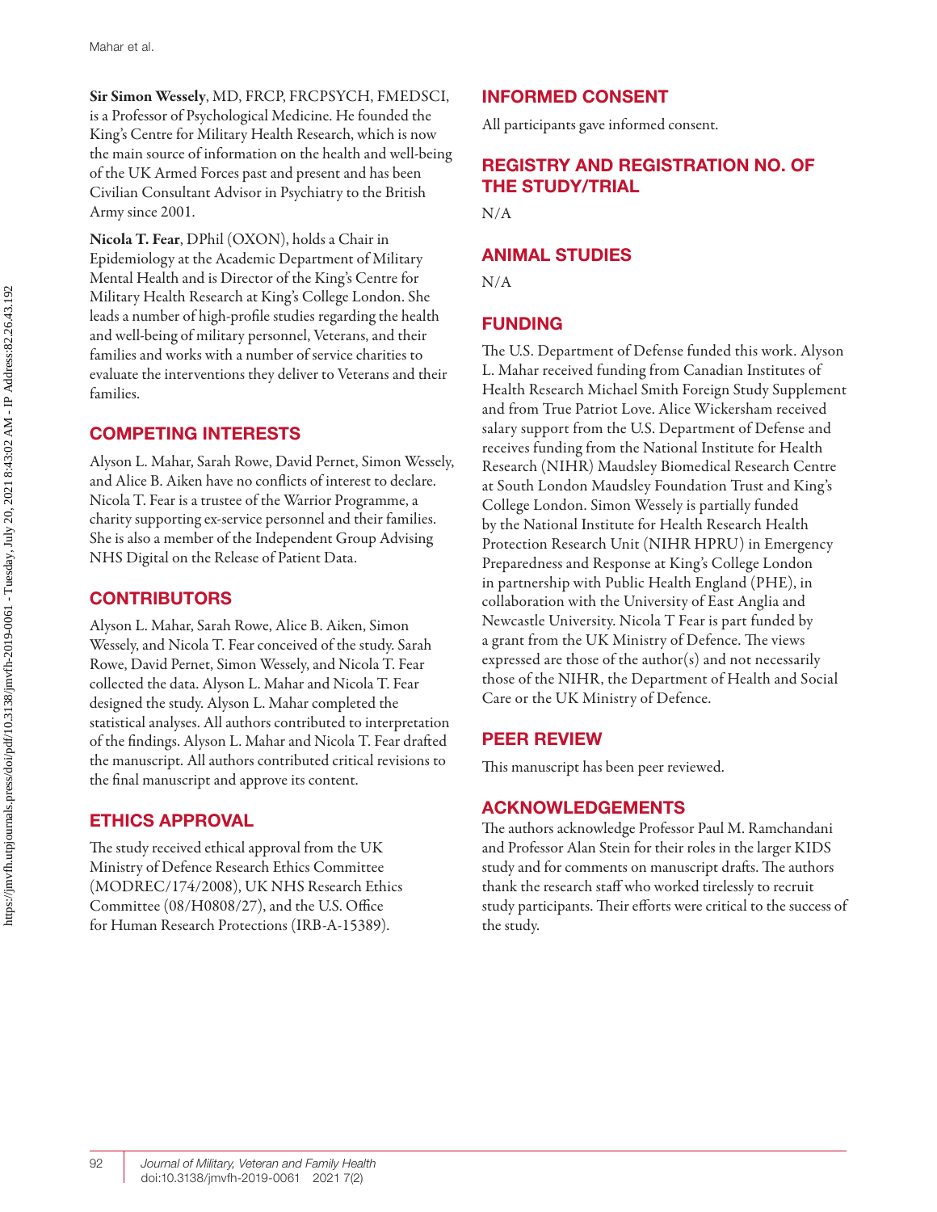**Sir Simon Wessely**, MD, FRCP, FRCPSYCH, FMEDSCI, is a Professor of Psychological Medicine. He founded the King's Centre for Military Health Research, which is now the main source of information on the health and well-being of the UK Armed Forces past and present and has been Civilian Consultant Advisor in Psychiatry to the British Army since 2001.

**Nicola T. Fear**, DPhil (OXON), holds a Chair in Epidemiology at the Academic Department of Military Mental Health and is Director of the King's Centre for Military Health Research at King's College London. She leads a number of high-profile studies regarding the health and well-being of military personnel, Veterans, and their families and works with a number of service charities to evaluate the interventions they deliver to Veterans and their families.

## COMPETING INTERESTS

Alyson L. Mahar, Sarah Rowe, David Pernet, Simon Wessely, and Alice B. Aiken have no conflicts of interest to declare. Nicola T. Fear is a trustee of the Warrior Programme, a charity supporting ex-service personnel and their families. She is also a member of the Independent Group Advising NHS Digital on the Release of Patient Data.

## CONTRIBUTORS

Alyson L. Mahar, Sarah Rowe, Alice B. Aiken, Simon Wessely, and Nicola T. Fear conceived of the study. Sarah Rowe, David Pernet, Simon Wessely, and Nicola T. Fear collected the data. Alyson L. Mahar and Nicola T. Fear designed the study. Alyson L. Mahar completed the statistical analyses. All authors contributed to interpretation of the findings. Alyson L. Mahar and Nicola T. Fear drafted the manuscript. All authors contributed critical revisions to the final manuscript and approve its content.

## ETHICS APPROVAL

The study received ethical approval from the UK Ministry of Defence Research Ethics Committee (MODREC/174/2008), UK NHS Research Ethics Committee (08/H0808/27), and the U.S. Office for Human Research Protections (IRB-A-15389).

## INFORMED CONSENT

All participants gave informed consent.

## REGISTRY AND REGISTRATION NO. OF THE STUDY/TRIAL

N/A

## ANIMAL STUDIES

N/A

## FUNDING

The U.S. Department of Defense funded this work. Alyson L. Mahar received funding from Canadian Institutes of Health Research Michael Smith Foreign Study Supplement and from True Patriot Love. Alice Wickersham received salary support from the U.S. Department of Defense and receives funding from the National Institute for Health Research (NIHR) Maudsley Biomedical Research Centre at South London Maudsley Foundation Trust and King's College London. Simon Wessely is partially funded by the National Institute for Health Research Health Protection Research Unit (NIHR HPRU) in Emergency Preparedness and Response at King's College London in partnership with Public Health England (PHE), in collaboration with the University of East Anglia and Newcastle University. Nicola T Fear is part funded by a grant from the UK Ministry of Defence. The views expressed are those of the author(s) and not necessarily those of the NIHR, the Department of Health and Social Care or the UK Ministry of Defence.

## PEER REVIEW

This manuscript has been peer reviewed.

## ACKNOWLEDGEMENTS

The authors acknowledge Professor Paul M. Ramchandani and Professor Alan Stein for their roles in the larger KIDS study and for comments on manuscript drafts. The authors thank the research staff who worked tirelessly to recruit study participants. Their efforts were critical to the success of the study.